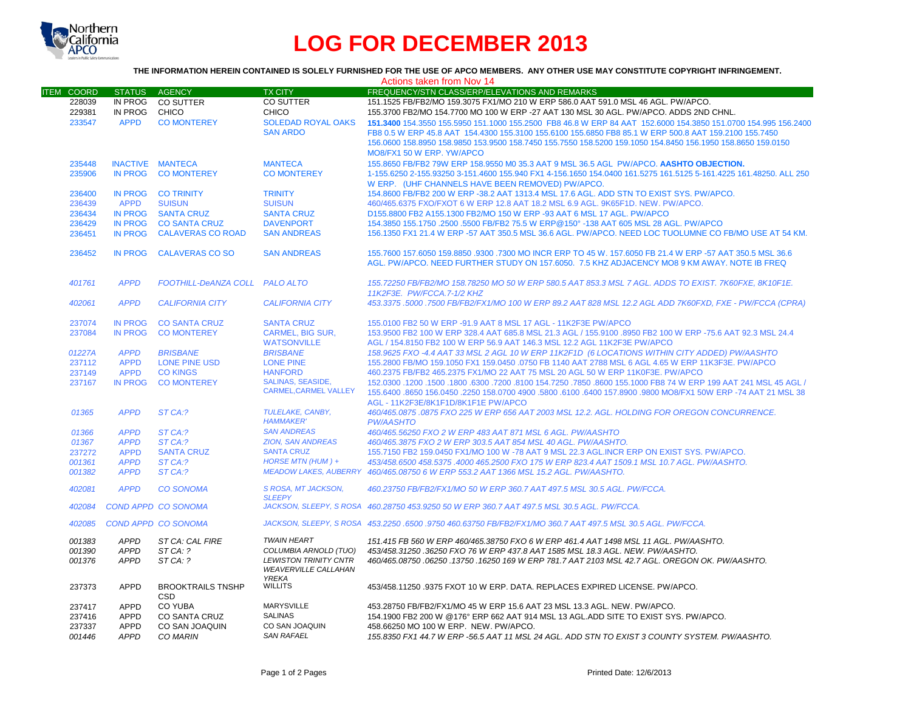# LOG FOR DECEMBER 2013

**THE INFORMATION HEREIN CONTAINED IS SOLELY FURNISHED FOR THE USE OF APCO MEMBERS. ANY OTHER USE MAY CONSTITUTE COPYRIGHT INFRINGEMENT.**

Actions taken from Nov 14

| ITEM | COORD | STATUS | AGENCY | TX CITY | FREQUENCY/STN CLASS/ERP/ELEVATIONS AND REMARKS |
|---|---|---|---|---|---|
| | 228039 | IN PROG | CO SUTTER | CO SUTTER | 151.1525 FB/FB2/MO 159.3075 FX1/MO 210 W ERP 586.0 AAT 591.0 MSL 46 AGL. PW/APCO. |
| | 229381 | IN PROG | CHICO | CHICO | 155.3700 FB2/MO 154.7700 MO 100 W ERP -27 AAT 130 MSL 30 AGL. PW/APCO. ADDS 2ND CHNL. |
| | 233547 | APPD | CO MONTEREY | SOLEDAD ROYAL OAKS SAN ARDO | **151.3400** 154.3550 155.5950 151.1000 155.2500 FB8 46.8 W ERP 84 AAT 152.6000 154.3850 151.0700 154.995 156.2400 FB8 0.5 W ERP 45.8 AAT 154.4300 155.3100 155.6100 155.6850 FB8 85.1 W ERP 500.8 AAT 159.2100 155.7450 156.0600 158.8950 158.9850 153.9500 158.7450 155.7550 158.5200 159.1050 154.8450 156.1950 158.8650 159.0150 MO8/FX1 50 W ERP. YW/APCO |
| | 235448 | INACTIVE | MANTECA | MANTECA | 155.8650 FB/FB2 79W ERP 158.9550 M0 35.3 AAT 9 MSL 36.5 AGL PW/APCO. **AASHTO OBJECTION.** |
| | 235906 | IN PROG | CO MONTEREY | CO MONTEREY | 1-155.6250 2-155.93250 3-151.4600 155.940 FX1 4-156.1650 154.0400 161.5275 161.5125 5-161.4225 161.48250. ALL 250 W ERP. (UHF CHANNELS HAVE BEEN REMOVED) PW/APCO. |
| | 236400 | IN PROG | CO TRINITY | TRINITY | 154.8600 FB/FB2 200 W ERP -38.2 AAT 1313.4 MSL 17.6 AGL. ADD STN TO EXIST SYS. PW/APCO. |
| | 236439 | APPD | SUISUN | SUISUN | 460/465.6375 FXO/FXOT 6 W ERP 12.8 AAT 18.2 MSL 6.9 AGL. 9K65F1D. NEW. PW/APCO. |
| | 236434 | IN PROG | SANTA CRUZ | SANTA CRUZ | D155.8800 FB2 A155.1300 FB2/MO 150 W ERP -93 AAT 6 MSL 17 AGL. PW/APCO |
| | 236429 | IN PROG | CO SANTA CRUZ | DAVENPORT | 154.3850 155.1750 .2500 .5500 FB/FB2 75.5 W ERP@150° -138 AAT 605 MSL 28 AGL. PW/APCO |
| | 236451 | IN PROG | CALAVERAS CO ROAD | SAN ANDREAS | 156.1350 FX1 21.4 W ERP -57 AAT 350.5 MSL 36.6 AGL. PW/APCO. NEED LOC TUOLUMNE CO FB/MO USE AT 54 KM. |
| | 236452 | IN PROG | CALAVERAS CO SO | SAN ANDREAS | 155.7600 157.6050 159.8850 .9300 .7300 MO INCR ERP TO 45 W. 157.6050 FB 21.4 W ERP -57 AAT 350.5 MSL 36.6 AGL. PW/APCO. NEED FURTHER STUDY ON 157.6050. 7.5 KHZ ADJACENCY MO8 9 KM AWAY. NOTE IB FREQ |
| | *401761* | *APPD* | *FOOTHILL-DeANZA COLL* | *PALO ALTO* | *155.72250 FB/FB2/MO 158.78250 MO 50 W ERP 580.5 AAT 853.3 MSL 7 AGL. ADDS TO EXIST. 7K60FXE, 8K10F1E. 11K2F3E. PW/FCCA.7-1/2 KHZ* |
| | *402061* | *APPD* | *CALIFORNIA CITY* | *CALIFORNIA CITY* | *453.3375 .5000 .7500 FB/FB2/FX1/MO 100 W ERP 89.2 AAT 828 MSL 12.2 AGL ADD 7K60FXD, FXE - PW/FCCA (CPRA)* |
| | 237074 | IN PROG | CO SANTA CRUZ | SANTA CRUZ | 155.0100 FB2 50 W ERP -91.9 AAT 8 MSL 17 AGL - 11K2F3E PW/APCO |
| | 237084 | IN PROG | CO MONTEREY | CARMEL, BIG SUR, WATSONVILLE | 153.9500 FB2 100 W ERP 328.4 AAT 685.8 MSL 21.3 AGL / 155.9100 .8950 FB2 100 W ERP -75.6 AAT 92.3 MSL 24.4 AGL / 154.8150 FB2 100 W ERP 56.9 AAT 146.3 MSL 12.2 AGL 11K2F3E PW/APCO |
| | *01227A* | *APPD* | *BRISBANE* | *BRISBANE* | *158.9625 FXO -4.4 AAT 33 MSL 2 AGL 10 W ERP 11K2F1D (6 LOCATIONS WITHIN CITY ADDED) PW/AASHTO* |
| | 237112 | APPD | LONE PINE USD | LONE PINE | 155.2800 FB/MO 159.1050 FX1 159.0450 .0750 FB 1140 AAT 2788 MSL 6 AGL 4.65 W ERP 11K3F3E. PW/APCO |
| | 237149 | APPD | CO KINGS | HANFORD | 460.2375 FB/FB2 465.2375 FX1/MO 22 AAT 75 MSL 20 AGL 50 W ERP 11K0F3E. PW/APCO |
| | 237167 | IN PROG | CO MONTEREY | SALINAS, SEASIDE, CARMEL,CARMEL VALLEY | 152.0300 .1200 .1500 .1800 .6300 .7200 .8100 154.7250 .7850 .8600 155.1000 FB8 74 W ERP 199 AAT 241 MSL 45 AGL / 155.6400 .8650 156.0450 .2250 158.0700 4900 .5800 .6100 .6400 157.8900 .9800 MO8/FX1 50W ERP -74 AAT 21 MSL 38 AGL - 11K2F3E/8K1F1D/8K1F1E PW/APCO |
| | *01365* | *APPD* | *ST CA:?* | *TULELAKE, CANBY, HAMMAKER'* | *460/465.0875 .0875 FXO 225 W ERP 656 AAT 2003 MSL 12.2. AGL. HOLDING FOR OREGON CONCURRENCE. PW/AASHTO* |
| | *01366* | *APPD* | *ST CA:?* | *SAN ANDREAS* | *460/465.56250 FXO 2 W ERP 483 AAT 871 MSL 6 AGL. PW/AASHTO* |
| | *01367* | *APPD* | *ST CA:?* | *ZION, SAN ANDREAS* | *460/465.3875 FXO 2 W ERP 303.5 AAT 854 MSL 40 AGL. PW/AASHTO.* |
| | 237272 | APPD | SANTA CRUZ | SANTA CRUZ | 155.7150 FB2 159.0450 FX1/MO 100 W -78 AAT 9 MSL 22.3 AGL.INCR ERP ON EXIST SYS. PW/APCO. |
| | *001361* | *APPD* | *ST CA:?* | *HORSE MTN (HUM ) +* | *453/458.6500 458.5375 .4000 465.2500 FXO 175 W ERP 823.4 AAT 1509.1 MSL 10.7 AGL. PW/AASHTO.* |
| | *001382* | *APPD* | *ST CA:?* | *MEADOW LAKES, AUBERRY* | *460/465.08750 6 W ERP 553.2 AAT 1366 MSL 15.2 AGL. PW/AASHTO.* |
| | *402081* | *APPD* | *CO SONOMA* | *S ROSA, MT JACKSON, SLEEPY* | *460.23750 FB/FB2/FX1/MO 50 W ERP 360.7 AAT 497.5 MSL 30.5 AGL. PW/FCCA.* |
| | *402084* | *COND APPD* | *CO SONOMA* | *JACKSON, SLEEPY, S ROSA* | *460.28750 453.9250 50 W ERP 360.7 AAT 497.5 MSL 30.5 AGL. PW/FCCA.* |
| | *402085* | *COND APPD* | *CO SONOMA* | *JACKSON, SLEEPY, S ROSA* | *453.2250 .6500 .9750 460.63750 FB/FB2/FX1/MO 360.7 AAT 497.5 MSL 30.5 AGL. PW/FCCA.* |
| | *001383* | *APPD* | *ST CA: CAL FIRE* | *TWAIN HEART* | *151.415 FB 560 W ERP 460/465.38750 FXO 6 W ERP 461.4 AAT 1498 MSL 11 AGL. PW/AASHTO.* |
| | *001390* | *APPD* | *ST CA: ?* | *COLUMBIA ARNOLD (TUO)* | *453/458.31250 .36250 FXO 76 W ERP 437.8 AAT 1585 MSL 18.3 AGL. NEW. PW/AASHTO.* |
| | *001376* | *APPD* | *ST CA: ?* | *LEWISTON TRINITY CNTR WEAVERVILLE CALLAHAN YREKA* | *460/465.08750 .06250 .13750 .16250 169 W ERP 781.7 AAT 2103 MSL 42.7 AGL. OREGON OK. PW/AASHTO.* |
| | 237373 | APPD | BROOKTRAILS TNSHP CSD | WILLITS | 453/458.11250 .9375 FXOT 10 W ERP. DATA. REPLACES EXPIRED LICENSE. PW/APCO. |
| | 237417 | APPD | CO YUBA | MARYSVILLE | 453.28750 FB/FB2/FX1/MO 45 W ERP 15.6 AAT 23 MSL 13.3 AGL. NEW. PW/APCO. |
| | 237416 | APPD | CO SANTA CRUZ | SALINAS | 154.1900 FB2 200 W @176° ERP 662 AAT 914 MSL 13 AGL.ADD SITE TO EXIST SYS. PW/APCO. |
| | 237337 | APPD | CO SAN JOAQUIN | CO SAN JOAQUIN | 458.66250 MO 100 W ERP. NEW. PW/APCO. |
| | *001446* | *APPD* | *CO MARIN* | *SAN RAFAEL* | *155.8350 FX1 44.7 W ERP -56.5 AAT 11 MSL 24 AGL. ADD STN TO EXIST 3 COUNTY SYSTEM. PW/AASHTO.* |

Printed Date: 12/6/2013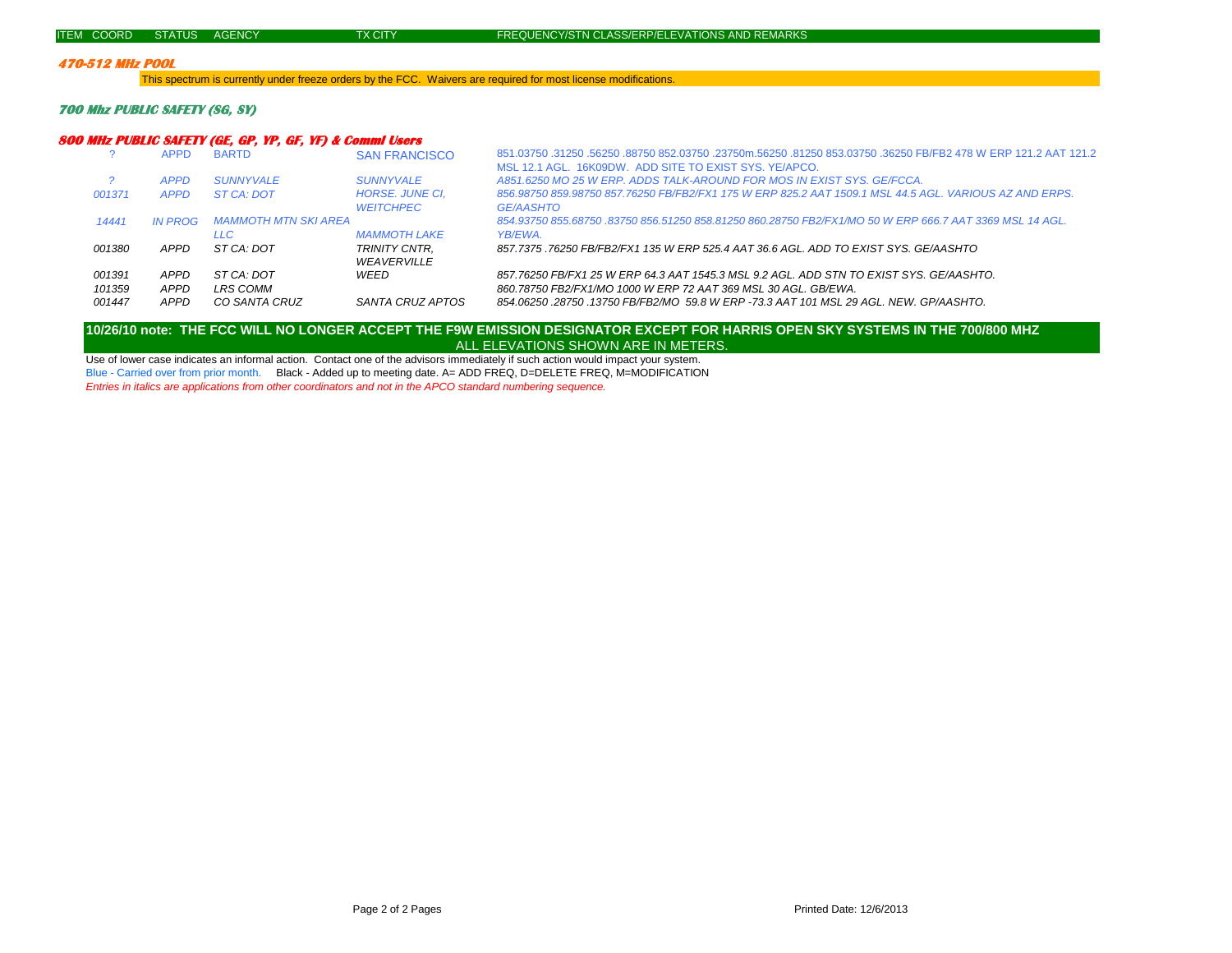| ITEM | COORD | STATUS | AGENCY | TX CITY | FREQUENCY/STN CLASS/ERP/ELEVATIONS AND REMARKS |
|---|---|---|---|---|---|

***470-512 MHz POOL***

This spectrum is currently under freeze orders by the FCC. Waivers are required for most license modifications.

***700 Mhz PUBLIC SAFETY (SG, SY)***

***800 MHz PUBLIC SAFETY (GE, GP, YP, GF, YF) & Comml Users***

| ITEM COORD | STATUS | AGENCY | TX CITY | FREQUENCY/STN CLASS/ERP/ELEVATIONS AND REMARKS |
|---|---|---|---|---|
| ? | APPD | BARTD | SAN FRANCISCO | 851.03750 .31250 .56250 .88750 852.03750 .23750m.56250 .81250 853.03750 .36250 FB/FB2 478 W ERP 121.2 AAT 121.2 MSL 12.1 AGL. 16K09DW. ADD SITE TO EXIST SYS. YE/APCO. |
| *?* | *APPD* | *SUNNYVALE* | *SUNNYVALE* | *A851.6250 MO 25 W ERP. ADDS TALK-AROUND FOR MOS IN EXIST SYS. GE/FCCA.* |
| *001371* | *APPD* | *ST CA: DOT* | *HORSE. JUNE CI, WEITCHPEC* | *856.98750 859.98750 857.76250 FB/FB2/FX1 175 W ERP 825.2 AAT 1509.1 MSL 44.5 AGL. VARIOUS AZ AND ERPS. GE/AASHTO* |
| *14441* | *IN PROG* | *MAMMOTH MTN SKI AREA LLC* | *MAMMOTH LAKE* | *854.93750 855.68750 .83750 856.51250 858.81250 860.28750 FB2/FX1/MO 50 W ERP 666.7 AAT 3369 MSL 14 AGL. YB/EWA.* |
| *001380* | *APPD* | *ST CA: DOT* | *TRINITY CNTR, WEAVERVILLE* | *857.7375 .76250 FB/FB2/FX1 135 W ERP 525.4 AAT 36.6 AGL. ADD TO EXIST SYS. GE/AASHTO* |
| *001391* | *APPD* | *ST CA: DOT* | *WEED* | *857.76250 FB/FX1 25 W ERP 64.3 AAT 1545.3 MSL 9.2 AGL. ADD STN TO EXIST SYS. GE/AASHTO.* |
| *101359* | *APPD* | *LRS COMM* | | *860.78750 FB2/FX1/MO 1000 W ERP 72 AAT 369 MSL 30 AGL. GB/EWA.* |
| *001447* | *APPD* | *CO SANTA CRUZ* | *SANTA CRUZ APTOS* | *854.06250 .28750 .13750 FB/FB2/MO 59.8 W ERP -73.3 AAT 101 MSL 29 AGL. NEW. GP/AASHTO.* |

**10/26/10 note: THE FCC WILL NO LONGER ACCEPT THE F9W EMISSION DESIGNATOR EXCEPT FOR HARRIS OPEN SKY SYSTEMS IN THE 700/800 MHZ**

ALL ELEVATIONS SHOWN ARE IN METERS.

Use of lower case indicates an informal action. Contact one of the advisors immediately if such action would impact your system.

Blue - Carried over from prior month. Black - Added up to meeting date. A= ADD FREQ, D=DELETE FREQ, M=MODIFICATION

*Entries in italics are applications from other coordinators and not in the APCO standard numbering sequence.*

Printed Date: 12/6/2013